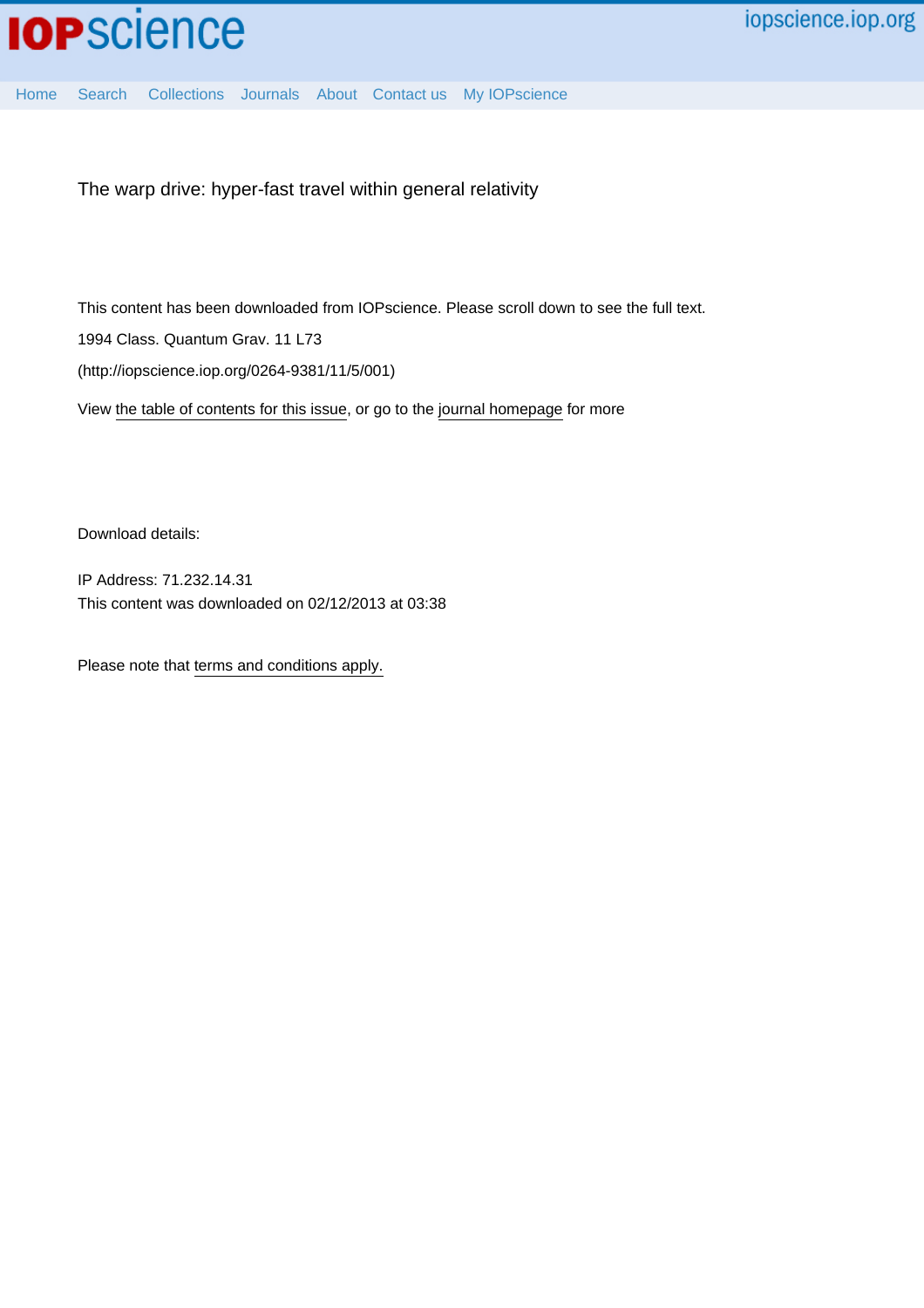# The warp drive: hyper-fast travel within general relativity

This content has been downloaded from IOPscience. Please scroll down to see the full text.

1994 Class. Quantum Grav. 11 L73

(http://iopscience.iop.org/0264-9381/11/5/001)

View the table of contents for this issue, or go to the journal homepage for more

Download details:

IP Address: 71.232.14.31

This content was downloaded on 02/12/2013 at 03:38

Please note that terms and conditions apply.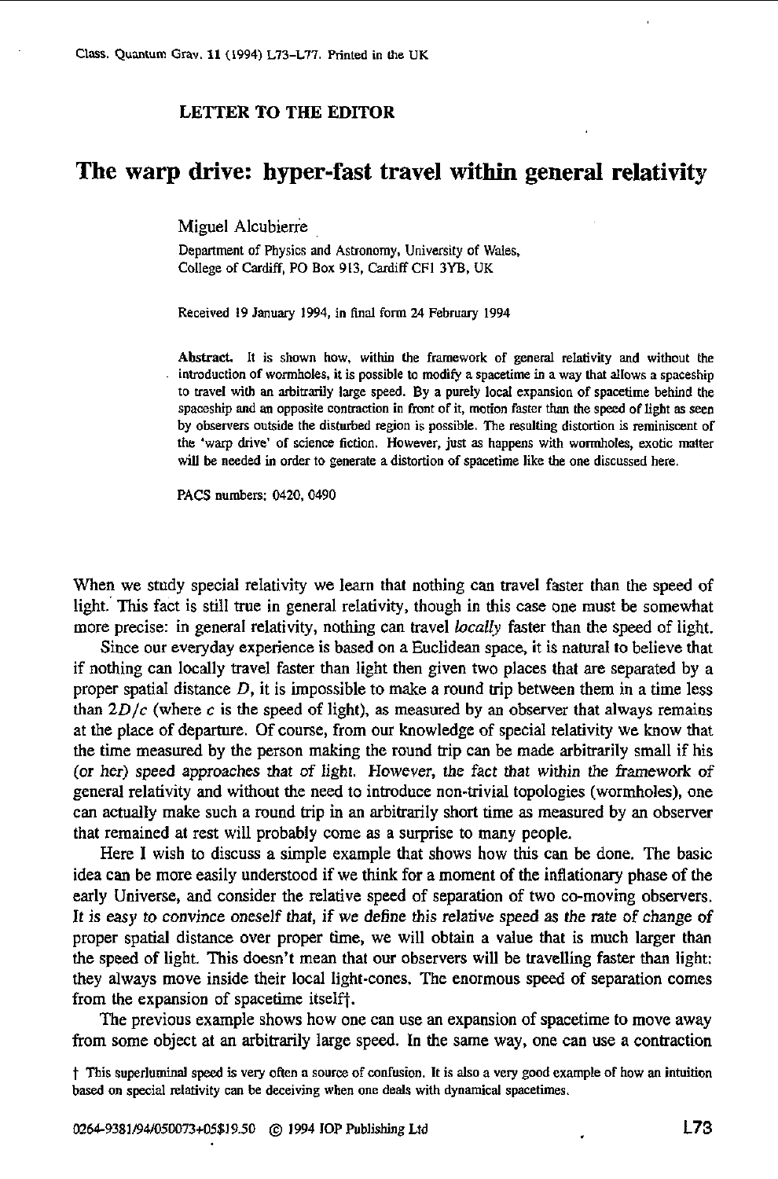LETTER TO THE EDITOR

# The warp drive: hyper-fast travel within general relativity

Miguel Alcubierre

Department of Physics and Astronomy, University of Wales, College of Cardiff, PO Box 913, Cardiff CF1 3YB, UK

Received 19 January 1994, in final form 24 February 1994

**Abstract.** It is shown how, within the framework of general relativity and without the introduction of wormholes, it is possible to modify a spacetime in a way that allows a spaceship to travel with an arbitrarily large speed. By a purely local expansion of spacetime behind the spaceship and an opposite contraction in front of it, motion faster than the speed of light as seen by observers outside the disturbed region is possible. The resulting distortion is reminiscent of the 'warp drive' of science fiction. However, just as happens with wormholes, exotic matter will be needed in order to generate a distortion of spacetime like the one discussed here.

PACS numbers: 0420, 0490

When we study special relativity we learn that nothing can travel faster than the speed of light. This fact is still true in general relativity, though in this case one must be somewhat more precise: in general relativity, nothing can travel *locally* faster than the speed of light.

Since our everyday experience is based on a Euclidean space, it is natural to believe that if nothing can locally travel faster than light then given two places that are separated by a proper spatial distance $D$, it is impossible to make a round trip between them in a time less than $2D/c$ (where $c$ is the speed of light), as measured by an observer that always remains at the place of departure. Of course, from our knowledge of special relativity we know that the time measured by the person making the round trip can be made arbitrarily small if his (or her) speed approaches that of light. However, the fact that within the framework of general relativity and without the need to introduce non-trivial topologies (wormholes), one can actually make such a round trip in an arbitrarily short time as measured by an observer that remained at rest will probably come as a surprise to many people.

Here I wish to discuss a simple example that shows how this can be done. The basic idea can be more easily understood if we think for a moment of the inflationary phase of the early Universe, and consider the relative speed of separation of two co-moving observers. *It is easy to convince oneself that, if we define this relative speed as the rate of change of proper spatial distance over proper time, we will obtain a value that is much larger than the speed of light.* This doesn't mean that our observers will be travelling faster than light: they always move inside their local light-cones. The enormous speed of separation comes from the expansion of spacetime itself†.

The previous example shows how one can use an expansion of spacetime to move away from some object at an arbitrarily large speed. In the same way, one can use a contraction

† This superluminal speed is very often a source of confusion. It is also a very good example of how an intuition based on special relativity can be deceiving when one deals with dynamical spacetimes.

0264-9381/94/050073+05$19.50 © 1994 IOP Publishing Ltd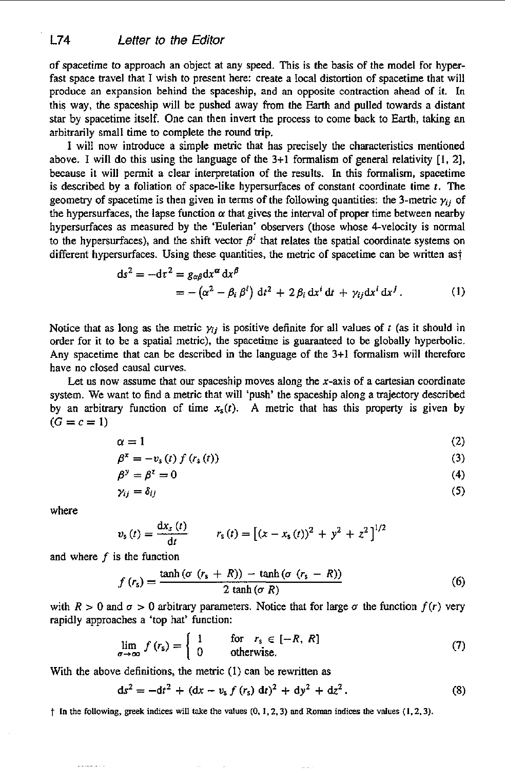of spacetime to approach an object at any speed. This is the basis of the model for hyper-fast space travel that I wish to present here: create a local distortion of spacetime that will produce an expansion behind the spaceship, and an opposite contraction ahead of it. In this way, the spaceship will be pushed away from the Earth and pulled towards a distant star by spacetime itself. One can then invert the process to come back to Earth, taking an arbitrarily small time to complete the round trip.

I will now introduce a simple metric that has precisely the characteristics mentioned above. I will do this using the language of the 3+1 formalism of general relativity [1, 2], because it will permit a clear interpretation of the results. In this formalism, spacetime is described by a foliation of space-like hypersurfaces of constant coordinate time $t$. The geometry of spacetime is then given in terms of the following quantities: the 3-metric $\gamma_{ij}$ of the hypersurfaces, the lapse function $\alpha$ that gives the interval of proper time between nearby hypersurfaces as measured by the 'Eulerian' observers (those whose 4-velocity is normal to the hypersurfaces), and the shift vector $\beta^i$ that relates the spatial coordinate systems on different hypersurfaces. Using these quantities, the metric of spacetime can be written as†

$$
\begin{aligned}
ds^2 = -d\tau^2 &= g_{\alpha\beta} dx^\alpha dx^\beta \\
&= -\left(\alpha^2 - \beta_i \beta^i\right) dt^2 + 2\beta_i dx^i dt + \gamma_{ij} dx^i dx^j . \qquad (1)
\end{aligned}
$$

Notice that as long as the metric $\gamma_{ij}$ is positive definite for all values of $t$ (as it should in order for it to be a spatial metric), the spacetime is guaranteed to be globally hyperbolic. Any spacetime that can be described in the language of the 3+1 formalism will therefore have no closed causal curves.

Let us now assume that our spaceship moves along the $x$-axis of a cartesian coordinate system. We want to find a metric that will 'push' the spaceship along a trajectory described by an arbitrary function of time $x_s(t)$. A metric that has this property is given by ($G = c = 1$)

$$\alpha = 1 \qquad (2)$$

$$\beta^x = -v_s(t) f(r_s(t)) \qquad (3)$$

$$\beta^y = \beta^z = 0 \qquad (4)$$

$$\gamma_{ij} = \delta_{ij} \qquad (5)$$

where

$$v_s(t) = \frac{dx_s(t)}{dt} \qquad r_s(t) = \left[(x - x_s(t))^2 + y^2 + z^2\right]^{1/2}$$

and where $f$ is the function

$$f(r_s) = \frac{\tanh(\sigma(r_s + R)) - \tanh(\sigma(r_s - R))}{2\tanh(\sigma R)} \qquad (6)$$

with $R > 0$ and $\sigma > 0$ arbitrary parameters. Notice that for large $\sigma$ the function $f(r)$ very rapidly approaches a 'top hat' function:

$$\lim_{\sigma \to \infty} f(r_s) = \begin{cases} 1 & \text{for } r_s \in [-R, R] \\ 0 & \text{otherwise.} \end{cases} \qquad (7)$$

With the above definitions, the metric (1) can be rewritten as

$$ds^2 = -dt^2 + (dx - v_s f(r_s)\, dt)^2 + dy^2 + dz^2 . \qquad (8)$$

† In the following, greek indices will take the values (0, 1, 2, 3) and Roman indices the values (1, 2, 3).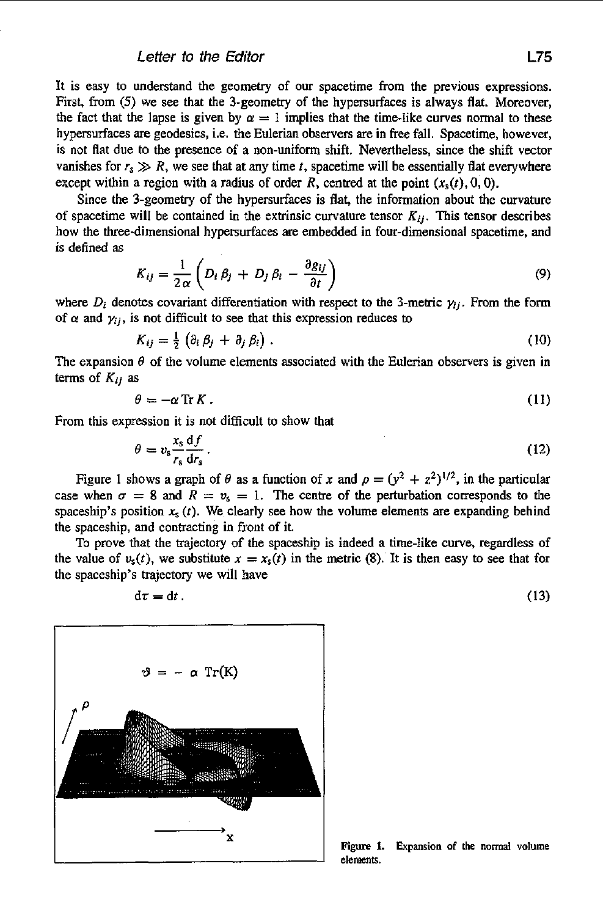It is easy to understand the geometry of our spacetime from the previous expressions. First, from (5) we see that the 3-geometry of the hypersurfaces is always flat. Moreover, the fact that the lapse is given by $\alpha = 1$ implies that the time-like curves normal to these hypersurfaces are geodesics, i.e. the Eulerian observers are in free fall. Spacetime, however, is not flat due to the presence of a non-uniform shift. Nevertheless, since the shift vector vanishes for $r_s \gg R$, we see that at any time $t$, spacetime will be essentially flat everywhere except within a region with a radius of order $R$, centred at the point $(x_s(t), 0, 0)$.

Since the 3-geometry of the hypersurfaces is flat, the information about the curvature of spacetime will be contained in the extrinsic curvature tensor $K_{ij}$. This tensor describes how the three-dimensional hypersurfaces are embedded in four-dimensional spacetime, and is defined as

$$K_{ij} = \frac{1}{2\alpha}\left(D_i\beta_j + D_j\beta_i - \frac{\partial g_{ij}}{\partial t}\right) \tag{9}$$

where $D_i$ denotes covariant differentiation with respect to the 3-metric $\gamma_{ij}$. From the form of $\alpha$ and $\gamma_{ij}$, is not difficult to see that this expression reduces to

$$K_{ij} = \tfrac{1}{2}\left(\partial_i\beta_j + \partial_j\beta_i\right). \tag{10}$$

The expansion $\theta$ of the volume elements associated with the Eulerian observers is given in terms of $K_{ij}$ as

$$\theta = -\alpha \operatorname{Tr} K. \tag{11}$$

From this expression it is not difficult to show that

$$\theta = v_s \frac{x_s}{r_s}\frac{\mathrm{d}f}{\mathrm{d}r_s}. \tag{12}$$

Figure 1 shows a graph of $\theta$ as a function of $x$ and $\rho = (y^2 + z^2)^{1/2}$, in the particular case when $\sigma = 8$ and $R = v_s = 1$. The centre of the perturbation corresponds to the spaceship's position $x_s(t)$. We clearly see how the volume elements are expanding behind the spaceship, and contracting in front of it.

To prove that the trajectory of the spaceship is indeed a time-like curve, regardless of the value of $v_s(t)$, we substitute $x = x_s(t)$ in the metric (8). It is then easy to see that for the spaceship's trajectory we will have

$$\mathrm{d}\tau = \mathrm{d}t. \tag{13}$$

**Figure 1.** Expansion of the normal volume elements.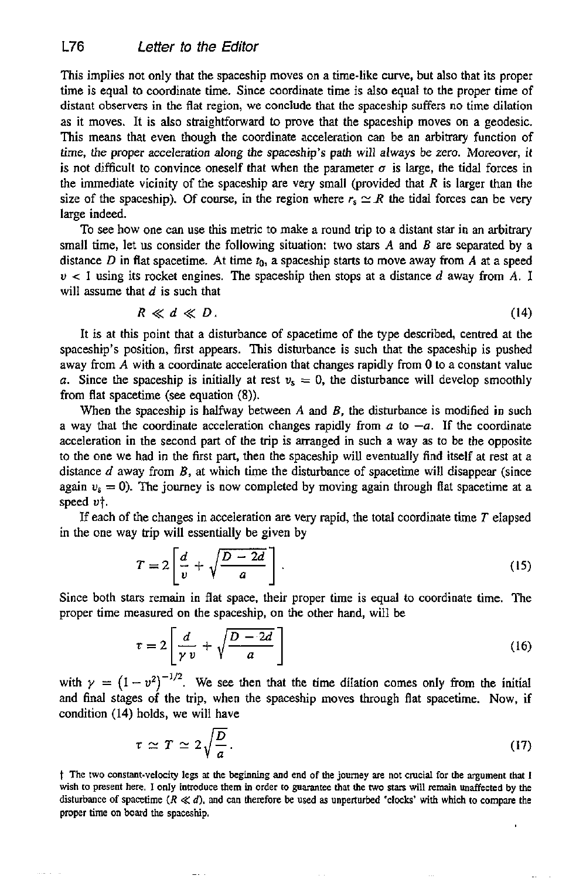This implies not only that the spaceship moves on a time-like curve, but also that its proper time is equal to coordinate time. Since coordinate time is also equal to the proper time of distant observers in the flat region, we conclude that the spaceship suffers no time dilation as it moves. It is also straightforward to prove that the spaceship moves on a geodesic. This means that even though the coordinate acceleration can be an arbitrary function of time, *the proper acceleration along the spaceship's path will always be zero*. Moreover, *it* is not difficult to convince oneself that when the parameter $\sigma$ is large, the tidal forces in the immediate vicinity of the spaceship are very small (provided that $R$ is larger than the size of the spaceship). Of course, in the region where $r_s \simeq R$ the tidal forces can be very large indeed.

To see how one can use this metric to make a round trip to a distant star in an arbitrary small time, let us consider the following situation: two stars $A$ and $B$ are separated by a distance $D$ in flat spacetime. At time $t_0$, a spaceship starts to move away from $A$ at a speed $v < 1$ using its rocket engines. The spaceship then stops at a distance $d$ away from $A$. I will assume that $d$ is such that

$$R \ll d \ll D. \tag{14}$$

It is at this point that a disturbance of spacetime of the type described, centred at the spaceship's position, first appears. This disturbance is such that the spaceship is pushed away from $A$ with a coordinate acceleration that changes rapidly from 0 to a constant value $a$. Since the spaceship is initially at rest $v_s = 0$, the disturbance will develop smoothly from flat spacetime (see equation (8)).

When the spaceship is halfway between $A$ and $B$, the disturbance is modified in such a way that the coordinate acceleration changes rapidly from $a$ to $-a$. If the coordinate acceleration in the second part of the trip is arranged in such a way as to be the opposite to the one we had in the first part, then the spaceship will eventually find itself at rest at a distance $d$ away from $B$, at which time the disturbance of spacetime will disappear (since again $v_s = 0$). The journey is now completed by moving again through flat spacetime at a speed $v$†.

If each of the changes in acceleration are very rapid, the total coordinate time $T$ elapsed in the one way trip will essentially be given by

$$T = 2\left[\frac{d}{v} + \sqrt{\frac{D-2d}{a}}\right]. \tag{15}$$

Since both stars remain in flat space, their proper time is equal to coordinate time. The proper time measured on the spaceship, on the other hand, will be

$$\tau = 2\left[\frac{d}{\gamma v} + \sqrt{\frac{D-2d}{a}}\right] \tag{16}$$

with $\gamma = \left(1 - v^2\right)^{-1/2}$. We see then that the time dilation comes only from the initial and final stages of the trip, when the spaceship moves through flat spacetime. Now, if condition (14) holds, we will have

$$\tau \simeq T \simeq 2\sqrt{\frac{D}{a}}. \tag{17}$$

† The two constant-velocity legs at the beginning and end of the journey are not crucial for the argument that I wish to present here. I only introduce them in order to guarantee that the two stars will remain unaffected by the disturbance of spacetime ($R \ll d$), and can therefore be used as unperturbed 'clocks' with which to compare the proper time on board the spaceship.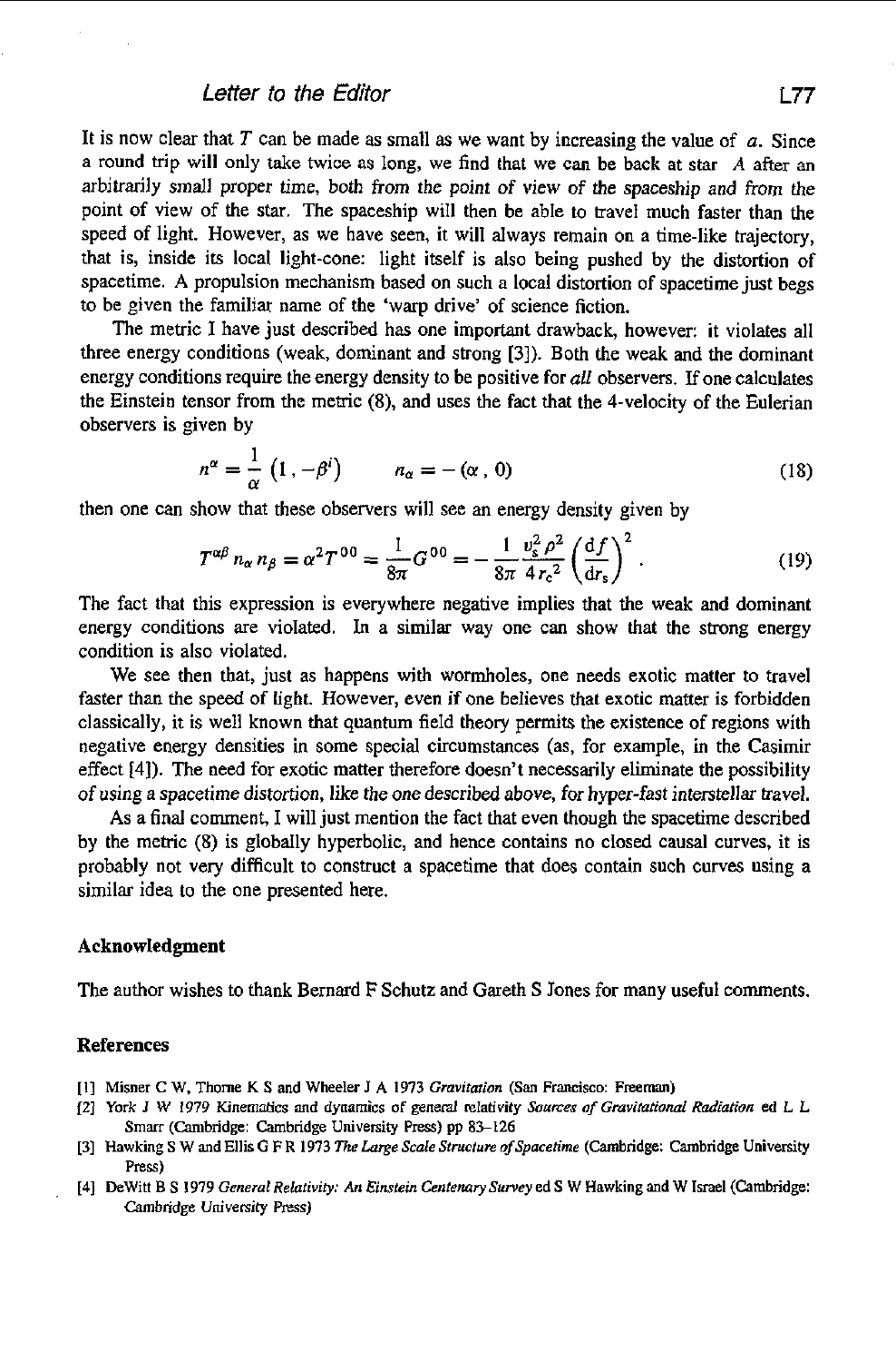It is now clear that $T$ can be made as small as we want by increasing the value of $a$. Since a round trip will only take twice as long, we find that we can be back at star $A$ after an arbitrarily small proper time, both from the point of view of the spaceship and from the point of view of the star. The spaceship will then be able to travel much faster than the speed of light. However, as we have seen, it will always remain on a time-like trajectory, that is, inside its local light-cone: light itself is also being pushed by the distortion of spacetime. A propulsion mechanism based on such a local distortion of spacetime just begs to be given the familiar name of the 'warp drive' of science fiction.

The metric I have just described has one important drawback, however: it violates all three energy conditions (weak, dominant and strong [3]). Both the weak and the dominant energy conditions require the energy density to be positive for *all* observers. If one calculates the Einstein tensor from the metric (8), and uses the fact that the 4-velocity of the Eulerian observers is given by

$$n^{\alpha} = \frac{1}{\alpha}\left(1, -\beta^{i}\right) \qquad n_{\alpha} = -\left(\alpha, 0\right) \tag{18}$$

then one can show that these observers will see an energy density given by

$$T^{\alpha\beta} n_{\alpha} n_{\beta} = \alpha^{2} T^{00} = \frac{1}{8\pi} G^{00} = -\frac{1}{8\pi} \frac{v_{s}^{2} \rho^{2}}{4 r_{c}^{2}} \left(\frac{\mathrm{d}f}{\mathrm{d}r_{s}}\right)^{2}. \tag{19}$$

The fact that this expression is everywhere negative implies that the weak and dominant energy conditions are violated. In a similar way one can show that the strong energy condition is also violated.

We see then that, just as happens with wormholes, one needs exotic matter to travel faster than the speed of light. However, even if one believes that exotic matter is forbidden classically, it is well known that quantum field theory permits the existence of regions with negative energy densities in some special circumstances (as, for example, in the Casimir effect [4]). The need for exotic matter therefore doesn't necessarily eliminate the possibility of using a spacetime distortion, like the one described above, for hyper-fast interstellar travel.

As a final comment, I will just mention the fact that even though the spacetime described by the metric (8) is globally hyperbolic, and hence contains no closed causal curves, it is probably not very difficult to construct a spacetime that does contain such curves using a similar idea to the one presented here.

## Acknowledgment

The author wishes to thank Bernard F Schutz and Gareth S Jones for many useful comments.

## References

[1] Misner C W, Thorne K S and Wheeler J A 1973 *Gravitation* (San Francisco: Freeman)

[2] York J W 1979 Kinematics and dynamics of general relativity *Sources of Gravitational Radiation* ed L L Smarr (Cambridge: Cambridge University Press) pp 83–126

[3] Hawking S W and Ellis G F R 1973 *The Large Scale Structure of Spacetime* (Cambridge: Cambridge University Press)

[4] DeWitt B S 1979 *General Relativity: An Einstein Centenary Survey* ed S W Hawking and W Israel (Cambridge: Cambridge University Press)